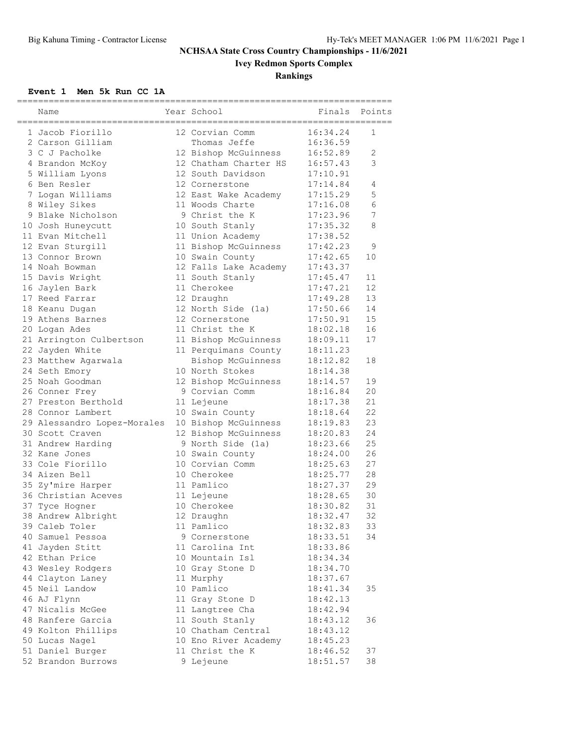# NCHSAA State Cross Country Championships - 11/6/2021

## Ivey Redmon Sports Complex

## Rankings

### Event 1 Men 5k Run CC 1A

| | Name | Year | School | Finals | Points |
|---|---|---|---|---|---|
| 1 | Jacob Fiorillo | 12 | Corvian Comm | 16:34.24 | 1 |
| 2 | Carson Gilliam | | Thomas Jeffe | 16:36.59 | |
| 3 | C J Pacholke | 12 | Bishop McGuinness | 16:52.89 | 2 |
| 4 | Brandon McKoy | 12 | Chatham Charter HS | 16:57.43 | 3 |
| 5 | William Lyons | 12 | South Davidson | 17:10.91 | |
| 6 | Ben Resler | 12 | Cornerstone | 17:14.84 | 4 |
| 7 | Logan Williams | 12 | East Wake Academy | 17:15.29 | 5 |
| 8 | Wiley Sikes | 11 | Woods Charte | 17:16.08 | 6 |
| 9 | Blake Nicholson | 9 | Christ the K | 17:23.96 | 7 |
| 10 | Josh Huneycutt | 10 | South Stanly | 17:35.32 | 8 |
| 11 | Evan Mitchell | 11 | Union Academy | 17:38.52 | |
| 12 | Evan Sturgill | 11 | Bishop McGuinness | 17:42.23 | 9 |
| 13 | Connor Brown | 10 | Swain County | 17:42.65 | 10 |
| 14 | Noah Bowman | 12 | Falls Lake Academy | 17:43.37 | |
| 15 | Davis Wright | 11 | South Stanly | 17:45.47 | 11 |
| 16 | Jaylen Bark | 11 | Cherokee | 17:47.21 | 12 |
| 17 | Reed Farrar | 12 | Draughn | 17:49.28 | 13 |
| 18 | Keanu Dugan | 12 | North Side (1a) | 17:50.66 | 14 |
| 19 | Athens Barnes | 12 | Cornerstone | 17:50.91 | 15 |
| 20 | Logan Ades | 11 | Christ the K | 18:02.18 | 16 |
| 21 | Arrington Culbertson | 11 | Bishop McGuinness | 18:09.11 | 17 |
| 22 | Jayden White | 11 | Perquimans County | 18:11.23 | |
| 23 | Matthew Agarwala | | Bishop McGuinness | 18:12.82 | 18 |
| 24 | Seth Emory | 10 | North Stokes | 18:14.38 | |
| 25 | Noah Goodman | 12 | Bishop McGuinness | 18:14.57 | 19 |
| 26 | Conner Frey | 9 | Corvian Comm | 18:16.84 | 20 |
| 27 | Preston Berthold | 11 | Lejeune | 18:17.38 | 21 |
| 28 | Connor Lambert | 10 | Swain County | 18:18.64 | 22 |
| 29 | Alessandro Lopez-Morales | 10 | Bishop McGuinness | 18:19.83 | 23 |
| 30 | Scott Craven | 12 | Bishop McGuinness | 18:20.83 | 24 |
| 31 | Andrew Harding | 9 | North Side (1a) | 18:23.66 | 25 |
| 32 | Kane Jones | 10 | Swain County | 18:24.00 | 26 |
| 33 | Cole Fiorillo | 10 | Corvian Comm | 18:25.63 | 27 |
| 34 | Aizen Bell | 10 | Cherokee | 18:25.77 | 28 |
| 35 | Zy'mire Harper | 11 | Pamlico | 18:27.37 | 29 |
| 36 | Christian Aceves | 11 | Lejeune | 18:28.65 | 30 |
| 37 | Tyce Hogner | 10 | Cherokee | 18:30.82 | 31 |
| 38 | Andrew Albright | 12 | Draughn | 18:32.47 | 32 |
| 39 | Caleb Toler | 11 | Pamlico | 18:32.83 | 33 |
| 40 | Samuel Pessoa | 9 | Cornerstone | 18:33.51 | 34 |
| 41 | Jayden Stitt | 11 | Carolina Int | 18:33.86 | |
| 42 | Ethan Price | 10 | Mountain Isl | 18:34.34 | |
| 43 | Wesley Rodgers | 10 | Gray Stone D | 18:34.70 | |
| 44 | Clayton Laney | 11 | Murphy | 18:37.67 | |
| 45 | Neil Landow | 10 | Pamlico | 18:41.34 | 35 |
| 46 | AJ Flynn | 11 | Gray Stone D | 18:42.13 | |
| 47 | Nicalis McGee | 11 | Langtree Cha | 18:42.94 | |
| 48 | Ranfere Garcia | 11 | South Stanly | 18:43.12 | 36 |
| 49 | Kolton Phillips | 10 | Chatham Central | 18:43.12 | |
| 50 | Lucas Nagel | 10 | Eno River Academy | 18:45.23 | |
| 51 | Daniel Burger | 11 | Christ the K | 18:46.52 | 37 |
| 52 | Brandon Burrows | 9 | Lejeune | 18:51.57 | 38 |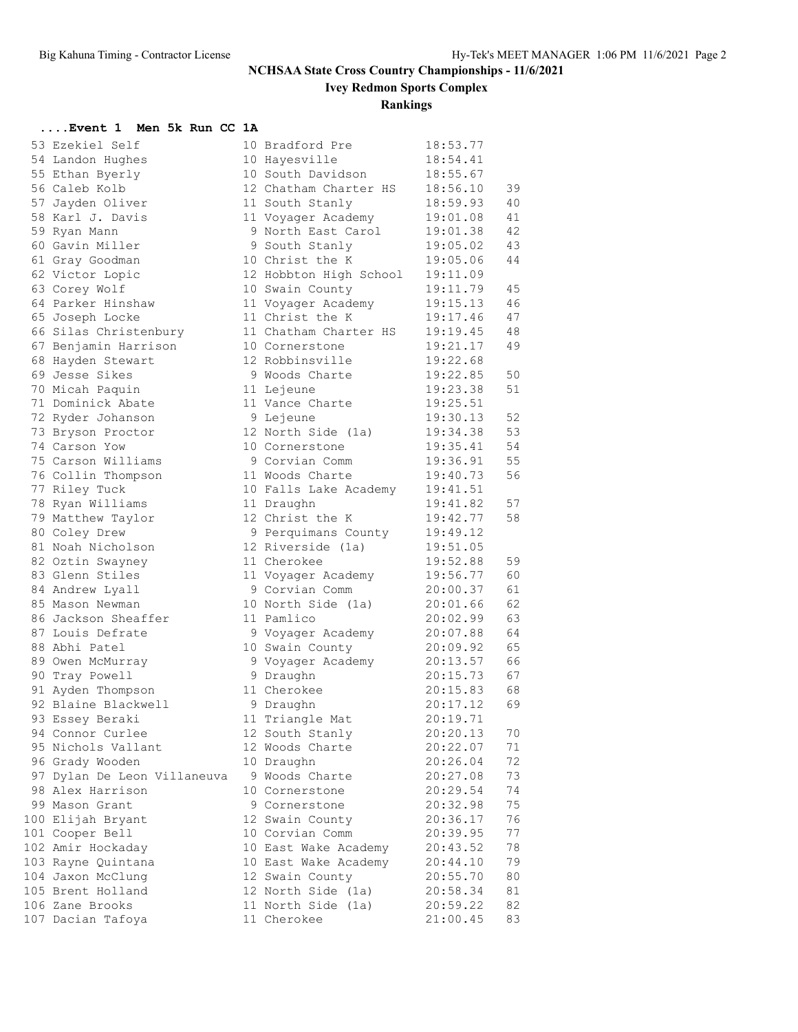# NCHSAA State Cross Country Championships - 11/6/2021

## Ivey Redmon Sports Complex

## Rankings

### ....Event 1 Men 5k Run CC 1A

| Place | Name | Yr | School | Time | Points |
|---|---|---|---|---|---|
| 53 | Ezekiel Self | 10 | Bradford Pre | 18:53.77 | |
| 54 | Landon Hughes | 10 | Hayesville | 18:54.41 | |
| 55 | Ethan Byerly | 10 | South Davidson | 18:55.67 | |
| 56 | Caleb Kolb | 12 | Chatham Charter HS | 18:56.10 | 39 |
| 57 | Jayden Oliver | 11 | South Stanly | 18:59.93 | 40 |
| 58 | Karl J. Davis | 11 | Voyager Academy | 19:01.08 | 41 |
| 59 | Ryan Mann | 9 | North East Carol | 19:01.38 | 42 |
| 60 | Gavin Miller | 9 | South Stanly | 19:05.02 | 43 |
| 61 | Gray Goodman | 10 | Christ the K | 19:05.06 | 44 |
| 62 | Victor Lopic | 12 | Hobbton High School | 19:11.09 | |
| 63 | Corey Wolf | 10 | Swain County | 19:11.79 | 45 |
| 64 | Parker Hinshaw | 11 | Voyager Academy | 19:15.13 | 46 |
| 65 | Joseph Locke | 11 | Christ the K | 19:17.46 | 47 |
| 66 | Silas Christenbury | 11 | Chatham Charter HS | 19:19.45 | 48 |
| 67 | Benjamin Harrison | 10 | Cornerstone | 19:21.17 | 49 |
| 68 | Hayden Stewart | 12 | Robbinsville | 19:22.68 | |
| 69 | Jesse Sikes | 9 | Woods Charte | 19:22.85 | 50 |
| 70 | Micah Paquin | 11 | Lejeune | 19:23.38 | 51 |
| 71 | Dominick Abate | 11 | Vance Charte | 19:25.51 | |
| 72 | Ryder Johanson | 9 | Lejeune | 19:30.13 | 52 |
| 73 | Bryson Proctor | 12 | North Side (1a) | 19:34.38 | 53 |
| 74 | Carson Yow | 10 | Cornerstone | 19:35.41 | 54 |
| 75 | Carson Williams | 9 | Corvian Comm | 19:36.91 | 55 |
| 76 | Collin Thompson | 11 | Woods Charte | 19:40.73 | 56 |
| 77 | Riley Tuck | 10 | Falls Lake Academy | 19:41.51 | |
| 78 | Ryan Williams | 11 | Draughn | 19:41.82 | 57 |
| 79 | Matthew Taylor | 12 | Christ the K | 19:42.77 | 58 |
| 80 | Coley Drew | 9 | Perquimans County | 19:49.12 | |
| 81 | Noah Nicholson | 12 | Riverside (1a) | 19:51.05 | |
| 82 | Oztin Swayney | 11 | Cherokee | 19:52.88 | 59 |
| 83 | Glenn Stiles | 11 | Voyager Academy | 19:56.77 | 60 |
| 84 | Andrew Lyall | 9 | Corvian Comm | 20:00.37 | 61 |
| 85 | Mason Newman | 10 | North Side (1a) | 20:01.66 | 62 |
| 86 | Jackson Sheaffer | 11 | Pamlico | 20:02.99 | 63 |
| 87 | Louis Defrate | 9 | Voyager Academy | 20:07.88 | 64 |
| 88 | Abhi Patel | 10 | Swain County | 20:09.92 | 65 |
| 89 | Owen McMurray | 9 | Voyager Academy | 20:13.57 | 66 |
| 90 | Tray Powell | 9 | Draughn | 20:15.73 | 67 |
| 91 | Ayden Thompson | 11 | Cherokee | 20:15.83 | 68 |
| 92 | Blaine Blackwell | 9 | Draughn | 20:17.12 | 69 |
| 93 | Essey Beraki | 11 | Triangle Mat | 20:19.71 | |
| 94 | Connor Curlee | 12 | South Stanly | 20:20.13 | 70 |
| 95 | Nichols Vallant | 12 | Woods Charte | 20:22.07 | 71 |
| 96 | Grady Wooden | 10 | Draughn | 20:26.04 | 72 |
| 97 | Dylan De Leon Villaneuva | 9 | Woods Charte | 20:27.08 | 73 |
| 98 | Alex Harrison | 10 | Cornerstone | 20:29.54 | 74 |
| 99 | Mason Grant | 9 | Cornerstone | 20:32.98 | 75 |
| 100 | Elijah Bryant | 12 | Swain County | 20:36.17 | 76 |
| 101 | Cooper Bell | 10 | Corvian Comm | 20:39.95 | 77 |
| 102 | Amir Hockaday | 10 | East Wake Academy | 20:43.52 | 78 |
| 103 | Rayne Quintana | 10 | East Wake Academy | 20:44.10 | 79 |
| 104 | Jaxon McClung | 12 | Swain County | 20:55.70 | 80 |
| 105 | Brent Holland | 12 | North Side (1a) | 20:58.34 | 81 |
| 106 | Zane Brooks | 11 | North Side (1a) | 20:59.22 | 82 |
| 107 | Dacian Tafoya | 11 | Cherokee | 21:00.45 | 83 |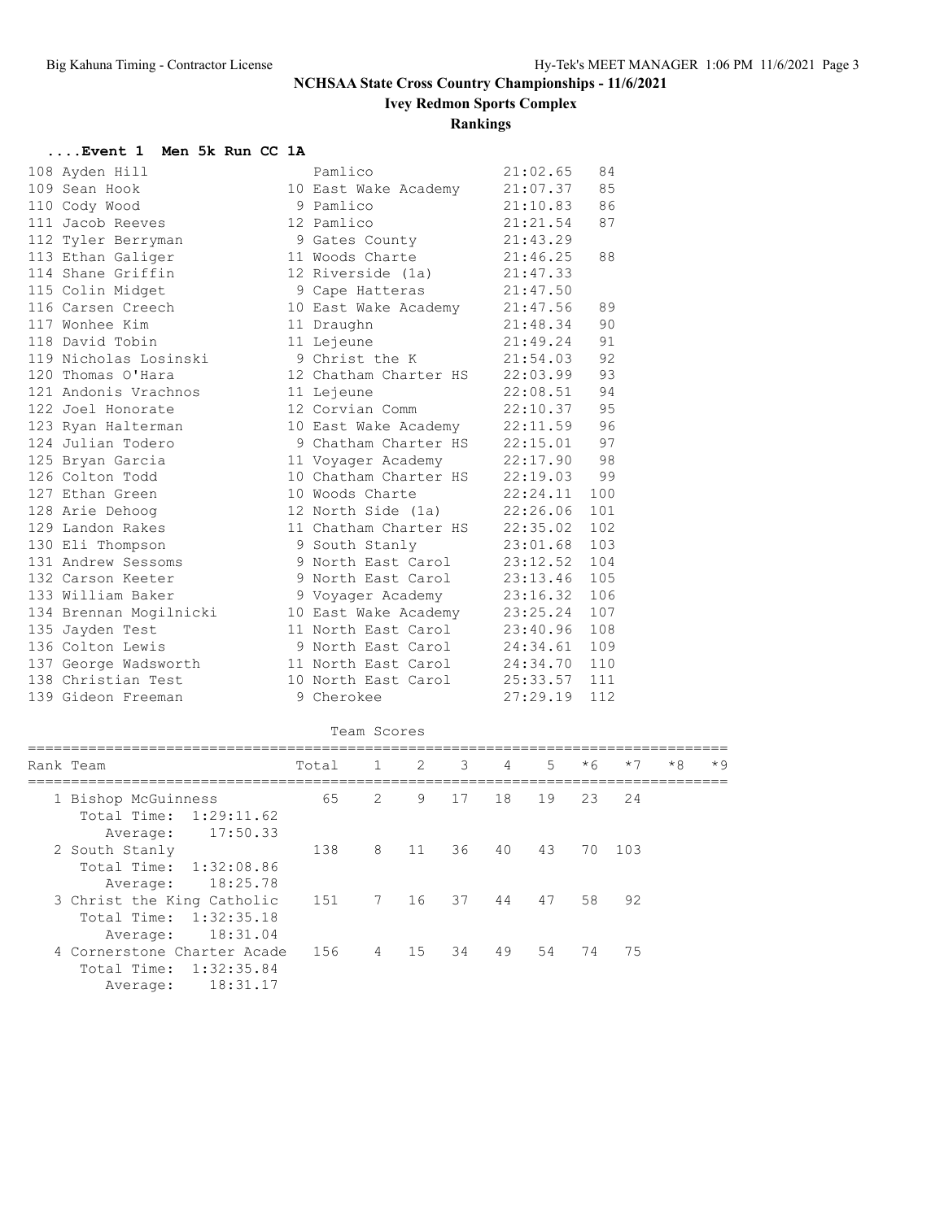# NCHSAA State Cross Country Championships - 11/6/2021

## Ivey Redmon Sports Complex

## Rankings

### ....Event 1 Men 5k Run CC 1A

| Place | Name | Yr | School | Time | Points |
|---|---|---|---|---|---|
| 108 | Ayden Hill | | Pamlico | 21:02.65 | 84 |
| 109 | Sean Hook | 10 | East Wake Academy | 21:07.37 | 85 |
| 110 | Cody Wood | 9 | Pamlico | 21:10.83 | 86 |
| 111 | Jacob Reeves | 12 | Pamlico | 21:21.54 | 87 |
| 112 | Tyler Berryman | 9 | Gates County | 21:43.29 | |
| 113 | Ethan Galiger | 11 | Woods Charte | 21:46.25 | 88 |
| 114 | Shane Griffin | 12 | Riverside (1a) | 21:47.33 | |
| 115 | Colin Midget | 9 | Cape Hatteras | 21:47.50 | |
| 116 | Carsen Creech | 10 | East Wake Academy | 21:47.56 | 89 |
| 117 | Wonhee Kim | 11 | Draughn | 21:48.34 | 90 |
| 118 | David Tobin | 11 | Lejeune | 21:49.24 | 91 |
| 119 | Nicholas Losinski | 9 | Christ the K | 21:54.03 | 92 |
| 120 | Thomas O'Hara | 12 | Chatham Charter HS | 22:03.99 | 93 |
| 121 | Andonis Vrachnos | 11 | Lejeune | 22:08.51 | 94 |
| 122 | Joel Honorate | 12 | Corvian Comm | 22:10.37 | 95 |
| 123 | Ryan Halterman | 10 | East Wake Academy | 22:11.59 | 96 |
| 124 | Julian Todero | 9 | Chatham Charter HS | 22:15.01 | 97 |
| 125 | Bryan Garcia | 11 | Voyager Academy | 22:17.90 | 98 |
| 126 | Colton Todd | 10 | Chatham Charter HS | 22:19.03 | 99 |
| 127 | Ethan Green | 10 | Woods Charte | 22:24.11 | 100 |
| 128 | Arie Dehoog | 12 | North Side (1a) | 22:26.06 | 101 |
| 129 | Landon Rakes | 11 | Chatham Charter HS | 22:35.02 | 102 |
| 130 | Eli Thompson | 9 | South Stanly | 23:01.68 | 103 |
| 131 | Andrew Sessoms | 9 | North East Carol | 23:12.52 | 104 |
| 132 | Carson Keeter | 9 | North East Carol | 23:13.46 | 105 |
| 133 | William Baker | 9 | Voyager Academy | 23:16.32 | 106 |
| 134 | Brennan Mogilnicki | 10 | East Wake Academy | 23:25.24 | 107 |
| 135 | Jayden Test | 11 | North East Carol | 23:40.96 | 108 |
| 136 | Colton Lewis | 9 | North East Carol | 24:34.61 | 109 |
| 137 | George Wadsworth | 11 | North East Carol | 24:34.70 | 110 |
| 138 | Christian Test | 10 | North East Carol | 25:33.57 | 111 |
| 139 | Gideon Freeman | 9 | Cherokee | 27:29.19 | 112 |

### Team Scores

| Rank | Team | Total | 1 | 2 | 3 | 4 | 5 | *6 | *7 | *8 | *9 |
|---|---|---|---|---|---|---|---|---|---|---|---|
| 1 | Bishop McGuinness | 65 | 2 | 9 | 17 | 18 | 19 | 23 | 24 | | |
| | Total Time: 1:29:11.62 | | | | | | | | | | |
| | Average: 17:50.33 | | | | | | | | | | |
| 2 | South Stanly | 138 | 8 | 11 | 36 | 40 | 43 | 70 | 103 | | |
| | Total Time: 1:32:08.86 | | | | | | | | | | |
| | Average: 18:25.78 | | | | | | | | | | |
| 3 | Christ the King Catholic | 151 | 7 | 16 | 37 | 44 | 47 | 58 | 92 | | |
| | Total Time: 1:32:35.18 | | | | | | | | | | |
| | Average: 18:31.04 | | | | | | | | | | |
| 4 | Cornerstone Charter Acade | 156 | 4 | 15 | 34 | 49 | 54 | 74 | 75 | | |
| | Total Time: 1:32:35.84 | | | | | | | | | | |
| | Average: 18:31.17 | | | | | | | | | | |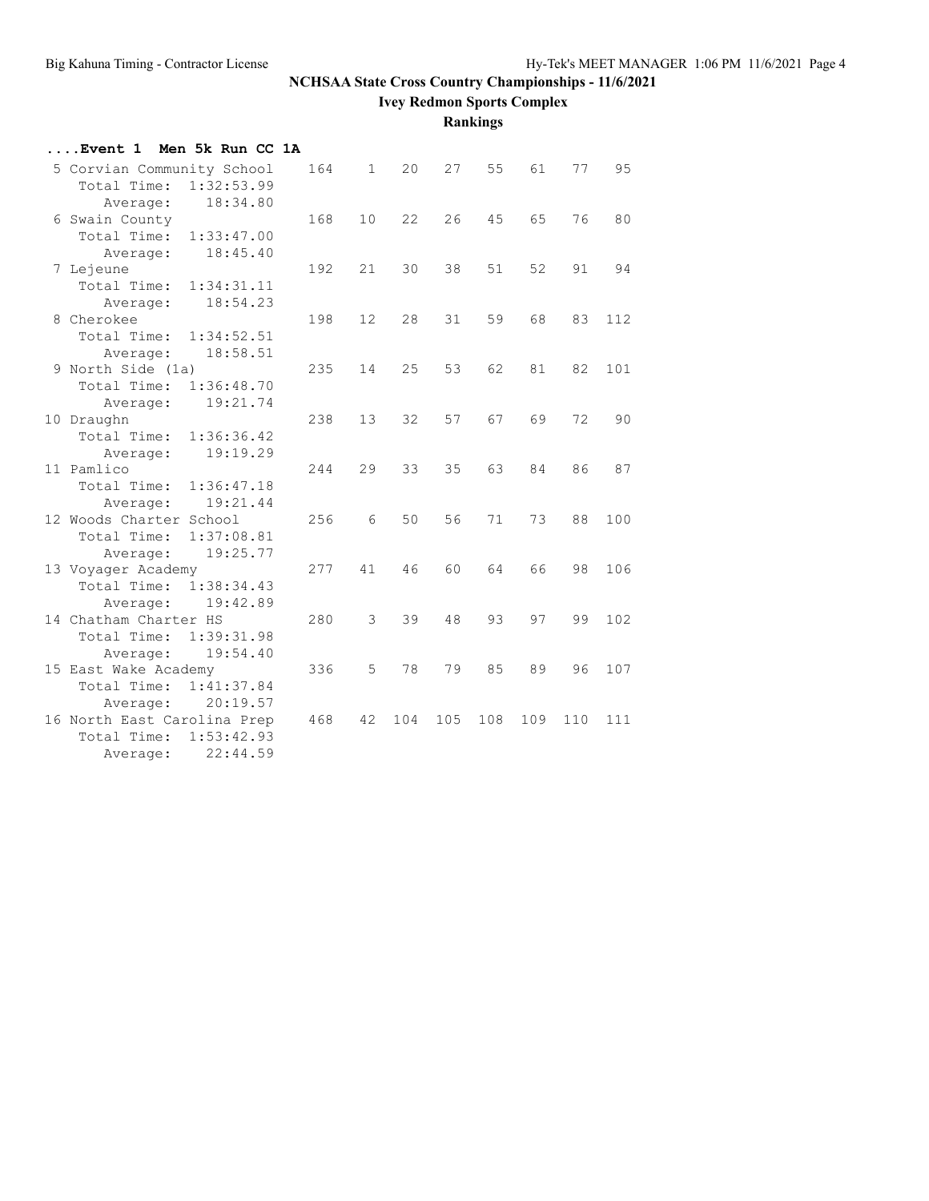# NCHSAA State Cross Country Championships - 11/6/2021

## Ivey Redmon Sports Complex

### Rankings

**....Event 1 Men 5k Run CC 1A**

| | | | | | | | | | |
|---|---|---|---|---|---|---|---|---|---|
| 5 Corvian Community School | 164 | 1 | 20 | 27 | 55 | 61 | 77 | 95 |
| Total Time: 1:32:53.99 | | | | | | | | |
| Average: 18:34.80 | | | | | | | | |
| 6 Swain County | 168 | 10 | 22 | 26 | 45 | 65 | 76 | 80 |
| Total Time: 1:33:47.00 | | | | | | | | |
| Average: 18:45.40 | | | | | | | | |
| 7 Lejeune | 192 | 21 | 30 | 38 | 51 | 52 | 91 | 94 |
| Total Time: 1:34:31.11 | | | | | | | | |
| Average: 18:54.23 | | | | | | | | |
| 8 Cherokee | 198 | 12 | 28 | 31 | 59 | 68 | 83 | 112 |
| Total Time: 1:34:52.51 | | | | | | | | |
| Average: 18:58.51 | | | | | | | | |
| 9 North Side (1a) | 235 | 14 | 25 | 53 | 62 | 81 | 82 | 101 |
| Total Time: 1:36:48.70 | | | | | | | | |
| Average: 19:21.74 | | | | | | | | |
| 10 Draughn | 238 | 13 | 32 | 57 | 67 | 69 | 72 | 90 |
| Total Time: 1:36:36.42 | | | | | | | | |
| Average: 19:19.29 | | | | | | | | |
| 11 Pamlico | 244 | 29 | 33 | 35 | 63 | 84 | 86 | 87 |
| Total Time: 1:36:47.18 | | | | | | | | |
| Average: 19:21.44 | | | | | | | | |
| 12 Woods Charter School | 256 | 6 | 50 | 56 | 71 | 73 | 88 | 100 |
| Total Time: 1:37:08.81 | | | | | | | | |
| Average: 19:25.77 | | | | | | | | |
| 13 Voyager Academy | 277 | 41 | 46 | 60 | 64 | 66 | 98 | 106 |
| Total Time: 1:38:34.43 | | | | | | | | |
| Average: 19:42.89 | | | | | | | | |
| 14 Chatham Charter HS | 280 | 3 | 39 | 48 | 93 | 97 | 99 | 102 |
| Total Time: 1:39:31.98 | | | | | | | | |
| Average: 19:54.40 | | | | | | | | |
| 15 East Wake Academy | 336 | 5 | 78 | 79 | 85 | 89 | 96 | 107 |
| Total Time: 1:41:37.84 | | | | | | | | |
| Average: 20:19.57 | | | | | | | | |
| 16 North East Carolina Prep | 468 | 42 | 104 | 105 | 108 | 109 | 110 | 111 |
| Total Time: 1:53:42.93 | | | | | | | | |
| Average: 22:44.59 | | | | | | | | |